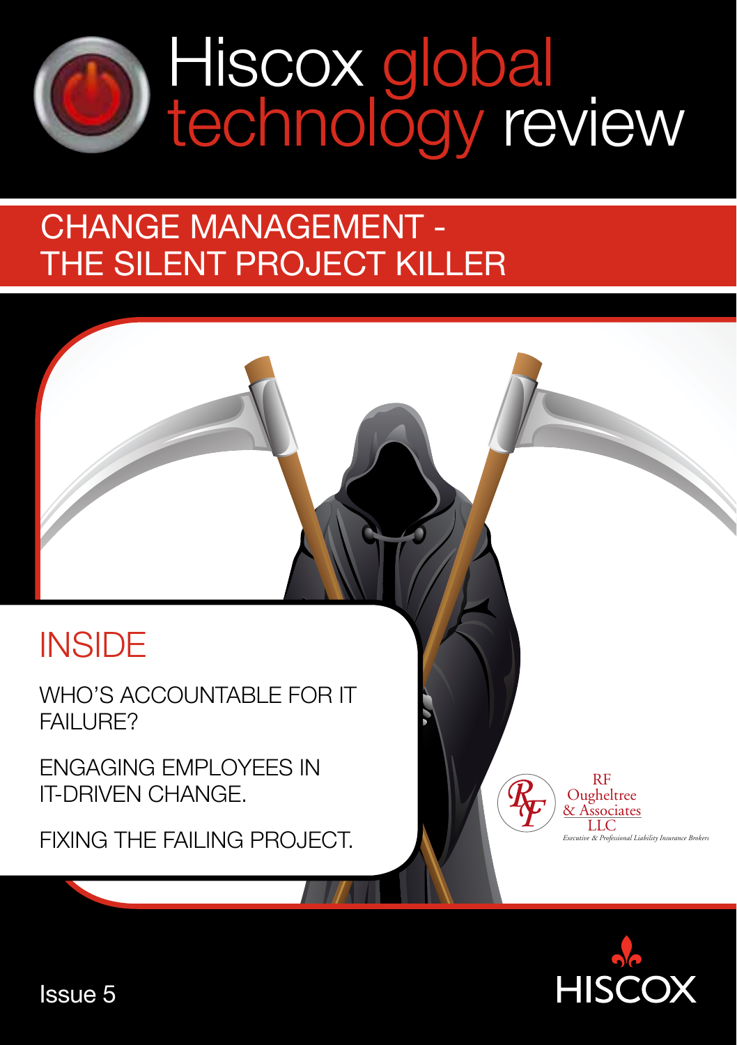# Hiscox global technology review

## CHANGE MANAGEMENT - THE SILENT PROJECT KILLER

## INSIDE

WHO'S ACCOUNTABLE FOR IT FAILURE?

ENGAGING EMPLOYEES IN IT-DRIVEN CHANGE.

FIXING THE FAILING PROJECT.

RF Ougheltree & Associates LLC
*Executive & Professional Liability Insurance Brokers*

HISCOX

Issue 5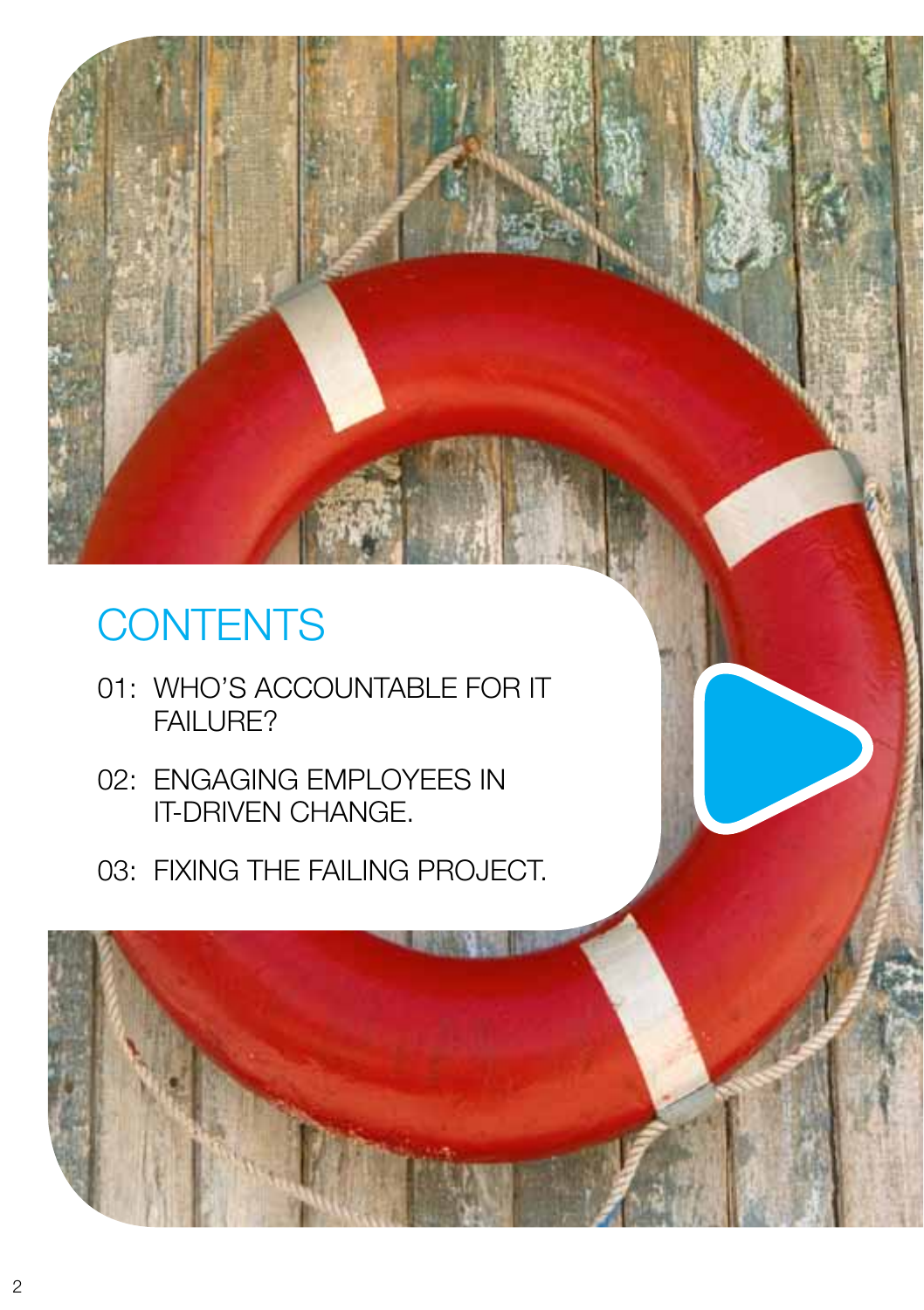# CONTENTS

01: WHO'S ACCOUNTABLE FOR IT FAILURE?

02: ENGAGING EMPLOYEES IN IT-DRIVEN CHANGE.

03: FIXING THE FAILING PROJECT.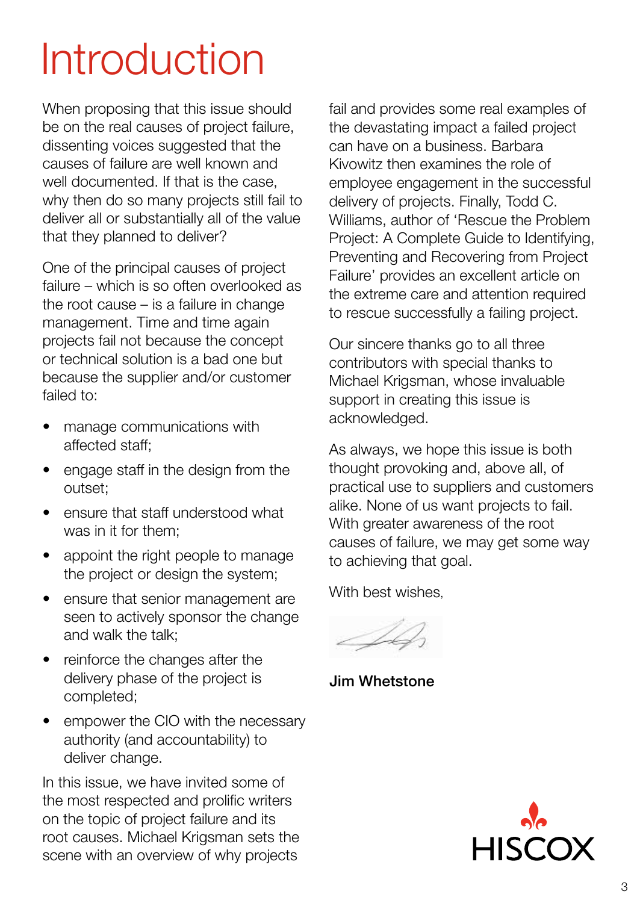# Introduction

When proposing that this issue should be on the real causes of project failure, dissenting voices suggested that the causes of failure are well known and well documented. If that is the case, why then do so many projects still fail to deliver all or substantially all of the value that they planned to deliver?

One of the principal causes of project failure – which is so often overlooked as the root cause – is a failure in change management. Time and time again projects fail not because the concept or technical solution is a bad one but because the supplier and/or customer failed to:

- manage communications with affected staff;
- engage staff in the design from the outset;
- ensure that staff understood what was in it for them;
- appoint the right people to manage the project or design the system;
- ensure that senior management are seen to actively sponsor the change and walk the talk;
- reinforce the changes after the delivery phase of the project is completed;
- empower the CIO with the necessary authority (and accountability) to deliver change.

In this issue, we have invited some of the most respected and prolific writers on the topic of project failure and its root causes. Michael Krigsman sets the scene with an overview of why projects fail and provides some real examples of the devastating impact a failed project can have on a business. Barbara Kivowitz then examines the role of employee engagement in the successful delivery of projects. Finally, Todd C. Williams, author of 'Rescue the Problem Project: A Complete Guide to Identifying, Preventing and Recovering from Project Failure' provides an excellent article on the extreme care and attention required to rescue successfully a failing project.

Our sincere thanks go to all three contributors with special thanks to Michael Krigsman, whose invaluable support in creating this issue is acknowledged.

As always, we hope this issue is both thought provoking and, above all, of practical use to suppliers and customers alike. None of us want projects to fail. With greater awareness of the root causes of failure, we may get some way to achieving that goal.

With best wishes,

**Jim Whetstone**

HISCOX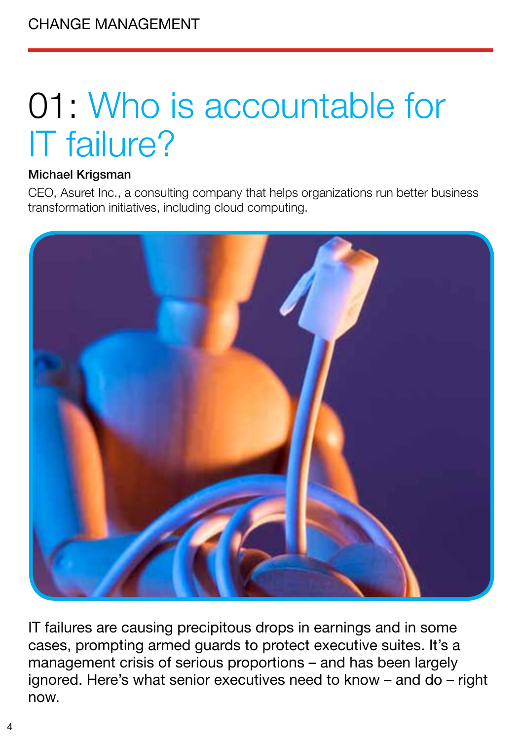# 01: Who is accountable for IT failure?

**Michael Krigsman**

CEO, Asuret Inc., a consulting company that helps organizations run better business transformation initiatives, including cloud computing.

IT failures are causing precipitous drops in earnings and in some cases, prompting armed guards to protect executive suites. It's a management crisis of serious proportions – and has been largely ignored. Here's what senior executives need to know – and do – right now.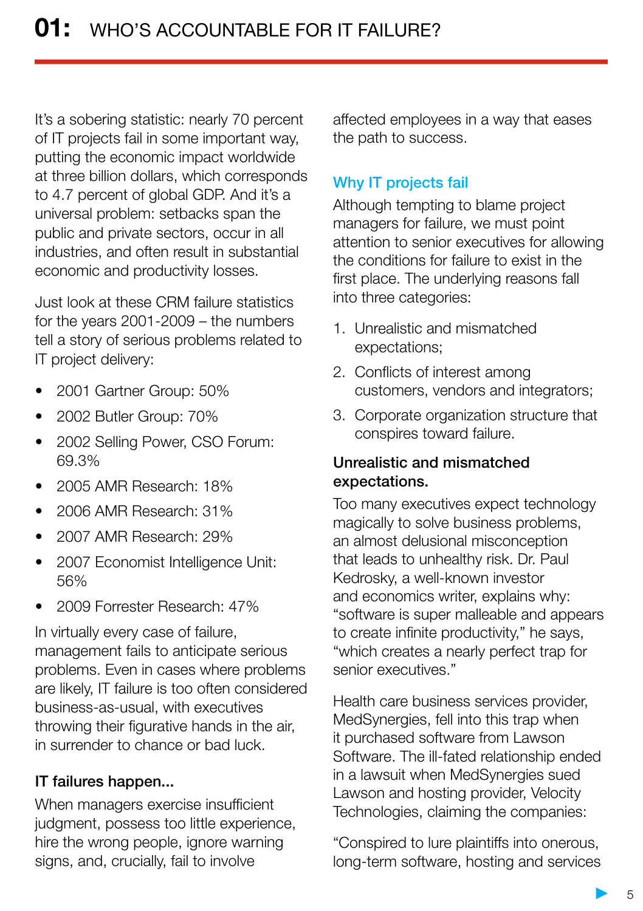# 01: WHO'S ACCOUNTABLE FOR IT FAILURE?

It's a sobering statistic: nearly 70 percent of IT projects fail in some important way, putting the economic impact worldwide at three billion dollars, which corresponds to 4.7 percent of global GDP. And it's a universal problem: setbacks span the public and private sectors, occur in all industries, and often result in substantial economic and productivity losses.

Just look at these CRM failure statistics for the years 2001-2009 – the numbers tell a story of serious problems related to IT project delivery:

- 2001 Gartner Group: 50%
- 2002 Butler Group: 70%
- 2002 Selling Power, CSO Forum: 69.3%
- 2005 AMR Research: 18%
- 2006 AMR Research: 31%
- 2007 AMR Research: 29%
- 2007 Economist Intelligence Unit: 56%
- 2009 Forrester Research: 47%

In virtually every case of failure, management fails to anticipate serious problems. Even in cases where problems are likely, IT failure is too often considered business-as-usual, with executives throwing their figurative hands in the air, in surrender to chance or bad luck.

### IT failures happen...

When managers exercise insufficient judgment, possess too little experience, hire the wrong people, ignore warning signs, and, crucially, fail to involve affected employees in a way that eases the path to success.

## Why IT projects fail

Although tempting to blame project managers for failure, we must point attention to senior executives for allowing the conditions for failure to exist in the first place. The underlying reasons fall into three categories:

1. Unrealistic and mismatched expectations;
2. Conflicts of interest among customers, vendors and integrators;
3. Corporate organization structure that conspires toward failure.

### Unrealistic and mismatched expectations.

Too many executives expect technology magically to solve business problems, an almost delusional misconception that leads to unhealthy risk. Dr. Paul Kedrosky, a well-known investor and economics writer, explains why: "software is super malleable and appears to create infinite productivity," he says, "which creates a nearly perfect trap for senior executives."

Health care business services provider, MedSynergies, fell into this trap when it purchased software from Lawson Software. The ill-fated relationship ended in a lawsuit when MedSynergies sued Lawson and hosting provider, Velocity Technologies, claiming the companies:

"Conspired to lure plaintiffs into onerous, long-term software, hosting and services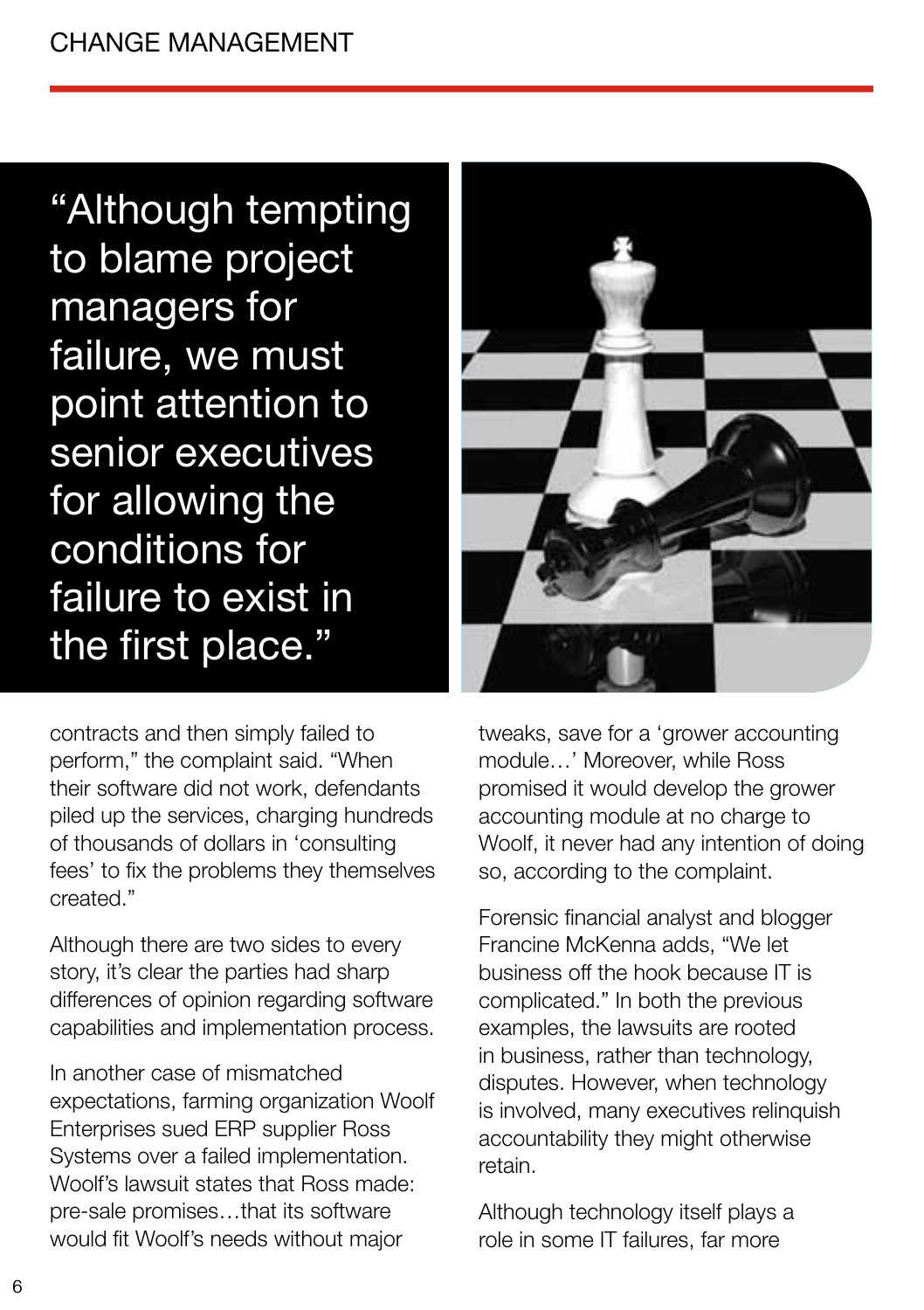> "Although tempting to blame project managers for failure, we must point attention to senior executives for allowing the conditions for failure to exist in the first place."

contracts and then simply failed to perform," the complaint said. "When their software did not work, defendants piled up the services, charging hundreds of thousands of dollars in 'consulting fees' to fix the problems they themselves created."

Although there are two sides to every story, it's clear the parties had sharp differences of opinion regarding software capabilities and implementation process.

In another case of mismatched expectations, farming organization Woolf Enterprises sued ERP supplier Ross Systems over a failed implementation. Woolf's lawsuit states that Ross made: pre-sale promises…that its software would fit Woolf's needs without major tweaks, save for a 'grower accounting module…' Moreover, while Ross promised it would develop the grower accounting module at no charge to Woolf, it never had any intention of doing so, according to the complaint.

Forensic financial analyst and blogger Francine McKenna adds, "We let business off the hook because IT is complicated." In both the previous examples, the lawsuits are rooted in business, rather than technology, disputes. However, when technology is involved, many executives relinquish accountability they might otherwise retain.

Although technology itself plays a role in some IT failures, far more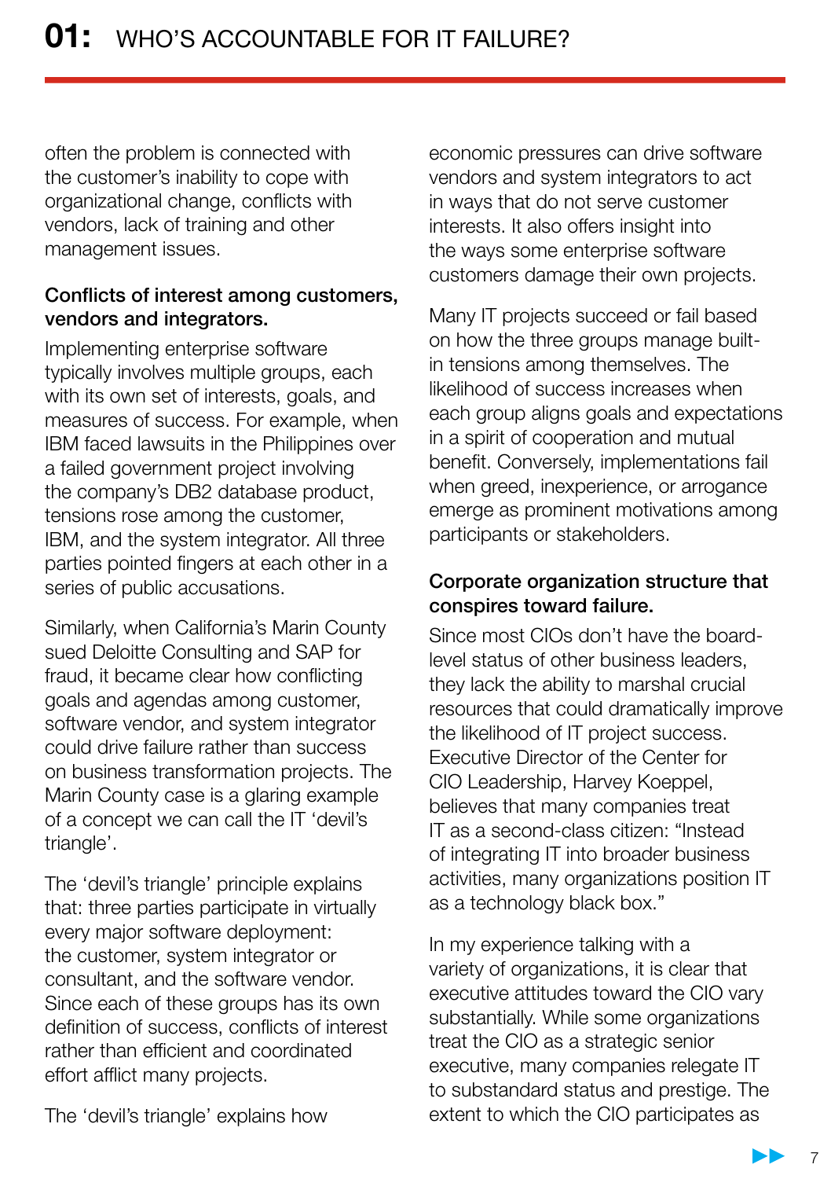often the problem is connected with the customer's inability to cope with organizational change, conflicts with vendors, lack of training and other management issues.

**Conflicts of interest among customers, vendors and integrators.**

Implementing enterprise software typically involves multiple groups, each with its own set of interests, goals, and measures of success. For example, when IBM faced lawsuits in the Philippines over a failed government project involving the company's DB2 database product, tensions rose among the customer, IBM, and the system integrator. All three parties pointed fingers at each other in a series of public accusations.

Similarly, when California's Marin County sued Deloitte Consulting and SAP for fraud, it became clear how conflicting goals and agendas among customer, software vendor, and system integrator could drive failure rather than success on business transformation projects. The Marin County case is a glaring example of a concept we can call the IT 'devil's triangle'.

The 'devil's triangle' principle explains that: three parties participate in virtually every major software deployment: the customer, system integrator or consultant, and the software vendor. Since each of these groups has its own definition of success, conflicts of interest rather than efficient and coordinated effort afflict many projects.

The 'devil's triangle' explains how economic pressures can drive software vendors and system integrators to act in ways that do not serve customer interests. It also offers insight into the ways some enterprise software customers damage their own projects.

Many IT projects succeed or fail based on how the three groups manage built-in tensions among themselves. The likelihood of success increases when each group aligns goals and expectations in a spirit of cooperation and mutual benefit. Conversely, implementations fail when greed, inexperience, or arrogance emerge as prominent motivations among participants or stakeholders.

**Corporate organization structure that conspires toward failure.**

Since most CIOs don't have the board-level status of other business leaders, they lack the ability to marshal crucial resources that could dramatically improve the likelihood of IT project success. Executive Director of the Center for CIO Leadership, Harvey Koeppel, believes that many companies treat IT as a second-class citizen: "Instead of integrating IT into broader business activities, many organizations position IT as a technology black box."

In my experience talking with a variety of organizations, it is clear that executive attitudes toward the CIO vary substantially. While some organizations treat the CIO as a strategic senior executive, many companies relegate IT to substandard status and prestige. The extent to which the CIO participates as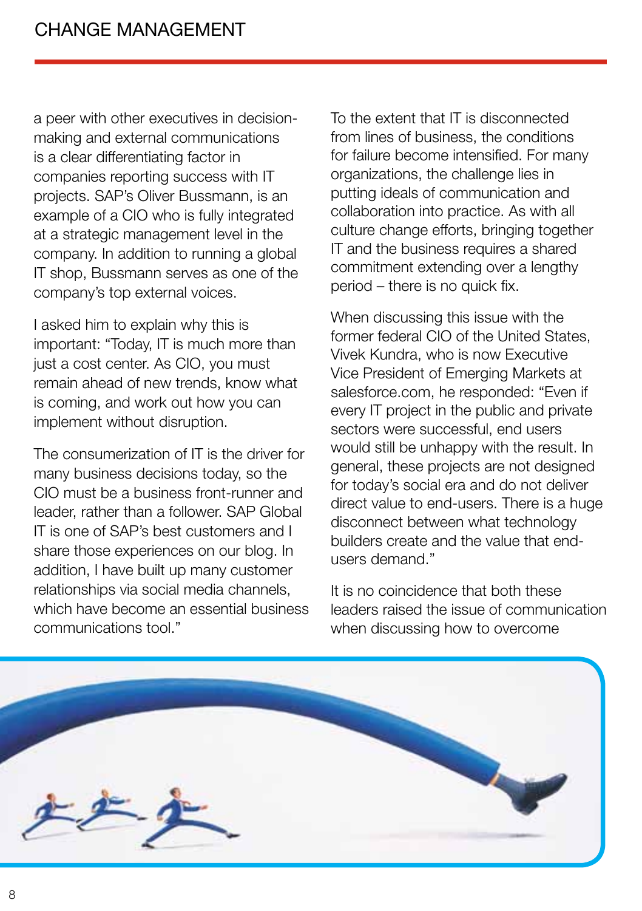a peer with other executives in decision-making and external communications is a clear differentiating factor in companies reporting success with IT projects. SAP's Oliver Bussmann, is an example of a CIO who is fully integrated at a strategic management level in the company. In addition to running a global IT shop, Bussmann serves as one of the company's top external voices.

I asked him to explain why this is important: "Today, IT is much more than just a cost center. As CIO, you must remain ahead of new trends, know what is coming, and work out how you can implement without disruption.

The consumerization of IT is the driver for many business decisions today, so the CIO must be a business front-runner and leader, rather than a follower. SAP Global IT is one of SAP's best customers and I share those experiences on our blog. In addition, I have built up many customer relationships via social media channels, which have become an essential business communications tool."

To the extent that IT is disconnected from lines of business, the conditions for failure become intensified. For many organizations, the challenge lies in putting ideals of communication and collaboration into practice. As with all culture change efforts, bringing together IT and the business requires a shared commitment extending over a lengthy period – there is no quick fix.

When discussing this issue with the former federal CIO of the United States, Vivek Kundra, who is now Executive Vice President of Emerging Markets at salesforce.com, he responded: "Even if every IT project in the public and private sectors were successful, end users would still be unhappy with the result. In general, these projects are not designed for today's social era and do not deliver direct value to end-users. There is a huge disconnect between what technology builders create and the value that end-users demand."

It is no coincidence that both these leaders raised the issue of communication when discussing how to overcome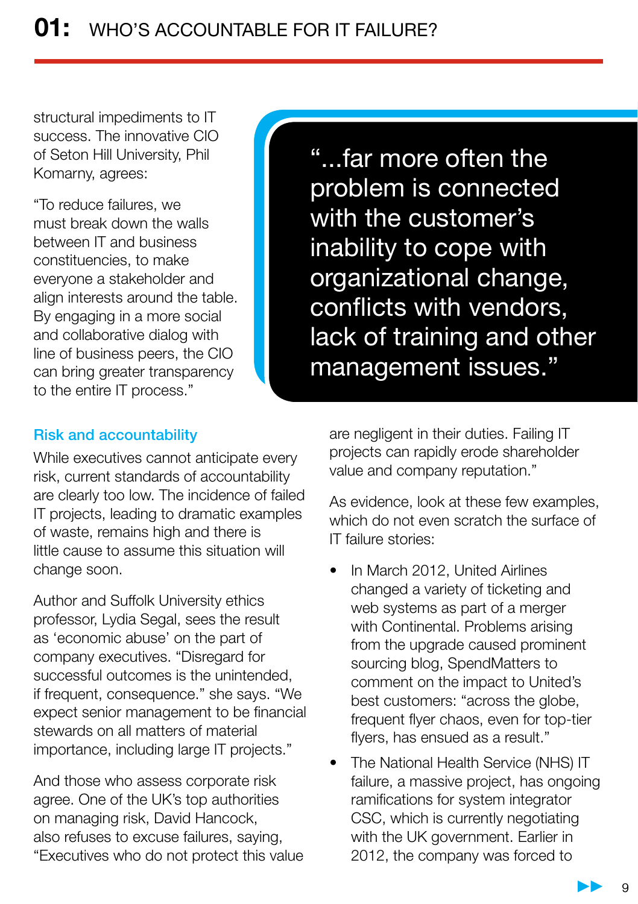structural impediments to IT success. The innovative CIO of Seton Hill University, Phil Komarny, agrees:

"To reduce failures, we must break down the walls between IT and business constituencies, to make everyone a stakeholder and align interests around the table. By engaging in a more social and collaborative dialog with line of business peers, the CIO can bring greater transparency to the entire IT process."

> "...far more often the problem is connected with the customer's inability to cope with organizational change, conflicts with vendors, lack of training and other management issues."

### Risk and accountability

While executives cannot anticipate every risk, current standards of accountability are clearly too low. The incidence of failed IT projects, leading to dramatic examples of waste, remains high and there is little cause to assume this situation will change soon.

Author and Suffolk University ethics professor, Lydia Segal, sees the result as 'economic abuse' on the part of company executives. "Disregard for successful outcomes is the unintended, if frequent, consequence." she says. "We expect senior management to be financial stewards on all matters of material importance, including large IT projects."

And those who assess corporate risk agree. One of the UK's top authorities on managing risk, David Hancock, also refuses to excuse failures, saying, "Executives who do not protect this value are negligent in their duties. Failing IT projects can rapidly erode shareholder value and company reputation."

As evidence, look at these few examples, which do not even scratch the surface of IT failure stories:

- In March 2012, United Airlines changed a variety of ticketing and web systems as part of a merger with Continental. Problems arising from the upgrade caused prominent sourcing blog, SpendMatters to comment on the impact to United's best customers: "across the globe, frequent flyer chaos, even for top-tier flyers, has ensued as a result."
- The National Health Service (NHS) IT failure, a massive project, has ongoing ramifications for system integrator CSC, which is currently negotiating with the UK government. Earlier in 2012, the company was forced to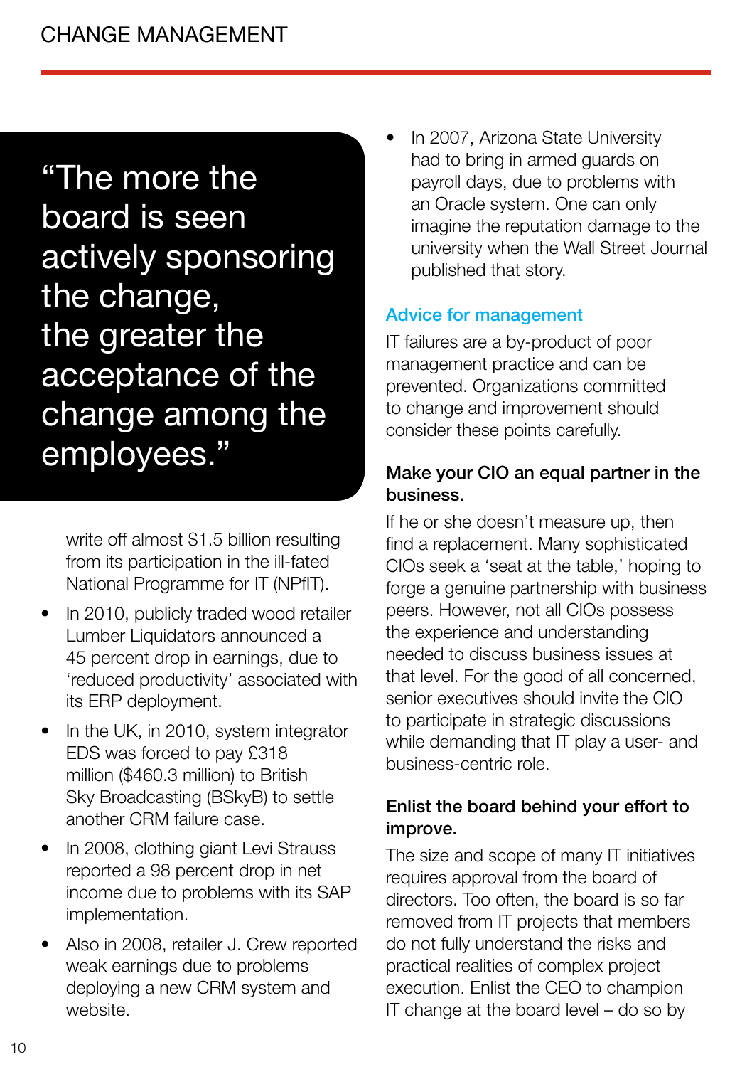> "The more the board is seen actively sponsoring the change, the greater the acceptance of the change among the employees."

write off almost $1.5 billion resulting from its participation in the ill-fated National Programme for IT (NPfIT).

- In 2010, publicly traded wood retailer Lumber Liquidators announced a 45 percent drop in earnings, due to 'reduced productivity' associated with its ERP deployment.
- In the UK, in 2010, system integrator EDS was forced to pay £318 million ($460.3 million) to British Sky Broadcasting (BSkyB) to settle another CRM failure case.
- In 2008, clothing giant Levi Strauss reported a 98 percent drop in net income due to problems with its SAP implementation.
- Also in 2008, retailer J. Crew reported weak earnings due to problems deploying a new CRM system and website.
- In 2007, Arizona State University had to bring in armed guards on payroll days, due to problems with an Oracle system. One can only imagine the reputation damage to the university when the Wall Street Journal published that story.

## Advice for management

IT failures are a by-product of poor management practice and can be prevented. Organizations committed to change and improvement should consider these points carefully.

### Make your CIO an equal partner in the business.

If he or she doesn't measure up, then find a replacement. Many sophisticated CIOs seek a 'seat at the table,' hoping to forge a genuine partnership with business peers. However, not all CIOs possess the experience and understanding needed to discuss business issues at that level. For the good of all concerned, senior executives should invite the CIO to participate in strategic discussions while demanding that IT play a user- and business-centric role.

### Enlist the board behind your effort to improve.

The size and scope of many IT initiatives requires approval from the board of directors. Too often, the board is so far removed from IT projects that members do not fully understand the risks and practical realities of complex project execution. Enlist the CEO to champion IT change at the board level – do so by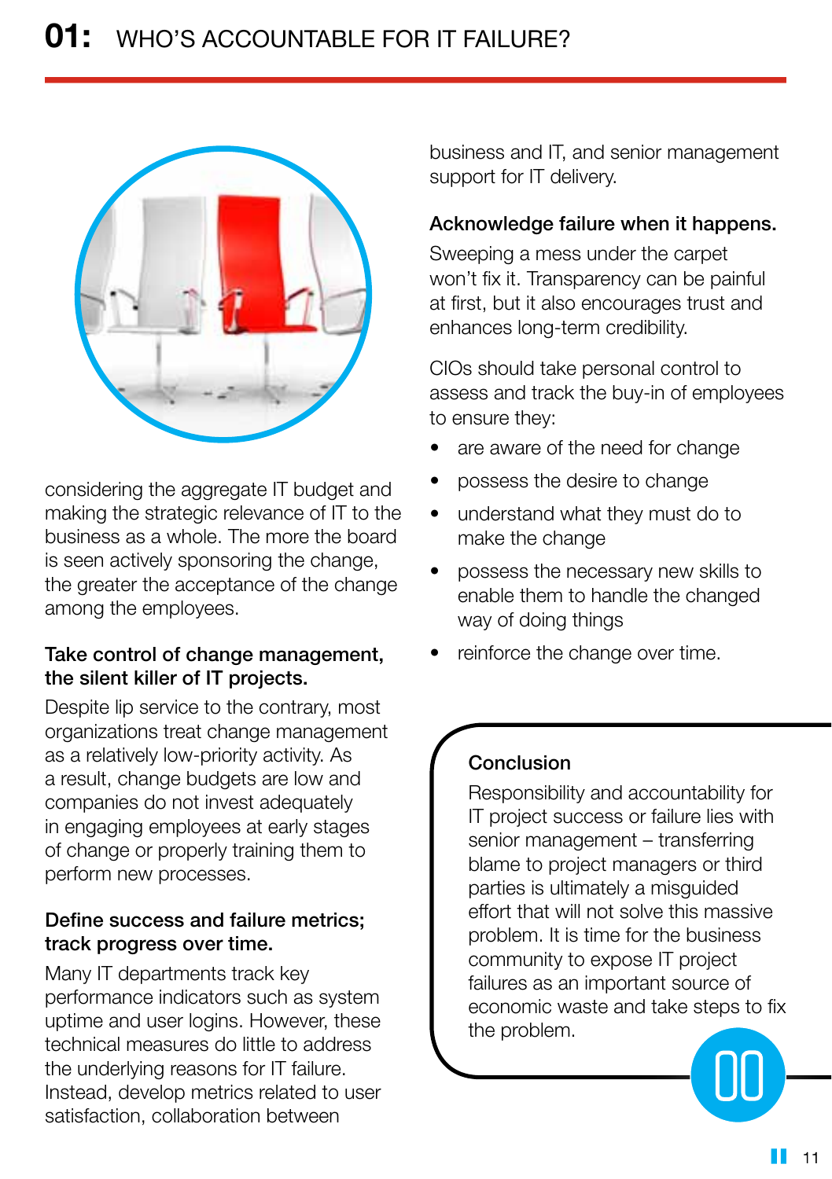# 01: WHO'S ACCOUNTABLE FOR IT FAILURE?

considering the aggregate IT budget and making the strategic relevance of IT to the business as a whole. The more the board is seen actively sponsoring the change, the greater the acceptance of the change among the employees.

**Take control of change management, the silent killer of IT projects.**

Despite lip service to the contrary, most organizations treat change management as a relatively low-priority activity. As a result, change budgets are low and companies do not invest adequately in engaging employees at early stages of change or properly training them to perform new processes.

**Define success and failure metrics; track progress over time.**

Many IT departments track key performance indicators such as system uptime and user logins. However, these technical measures do little to address the underlying reasons for IT failure. Instead, develop metrics related to user satisfaction, collaboration between business and IT, and senior management support for IT delivery.

**Acknowledge failure when it happens.**

Sweeping a mess under the carpet won't fix it. Transparency can be painful at first, but it also encourages trust and enhances long-term credibility.

CIOs should take personal control to assess and track the buy-in of employees to ensure they:

- are aware of the need for change
- possess the desire to change
- understand what they must do to make the change
- possess the necessary new skills to enable them to handle the changed way of doing things
- reinforce the change over time.

**Conclusion**

Responsibility and accountability for IT project success or failure lies with senior management – transferring blame to project managers or third parties is ultimately a misguided effort that will not solve this massive problem. It is time for the business community to expose IT project failures as an important source of economic waste and take steps to fix the problem.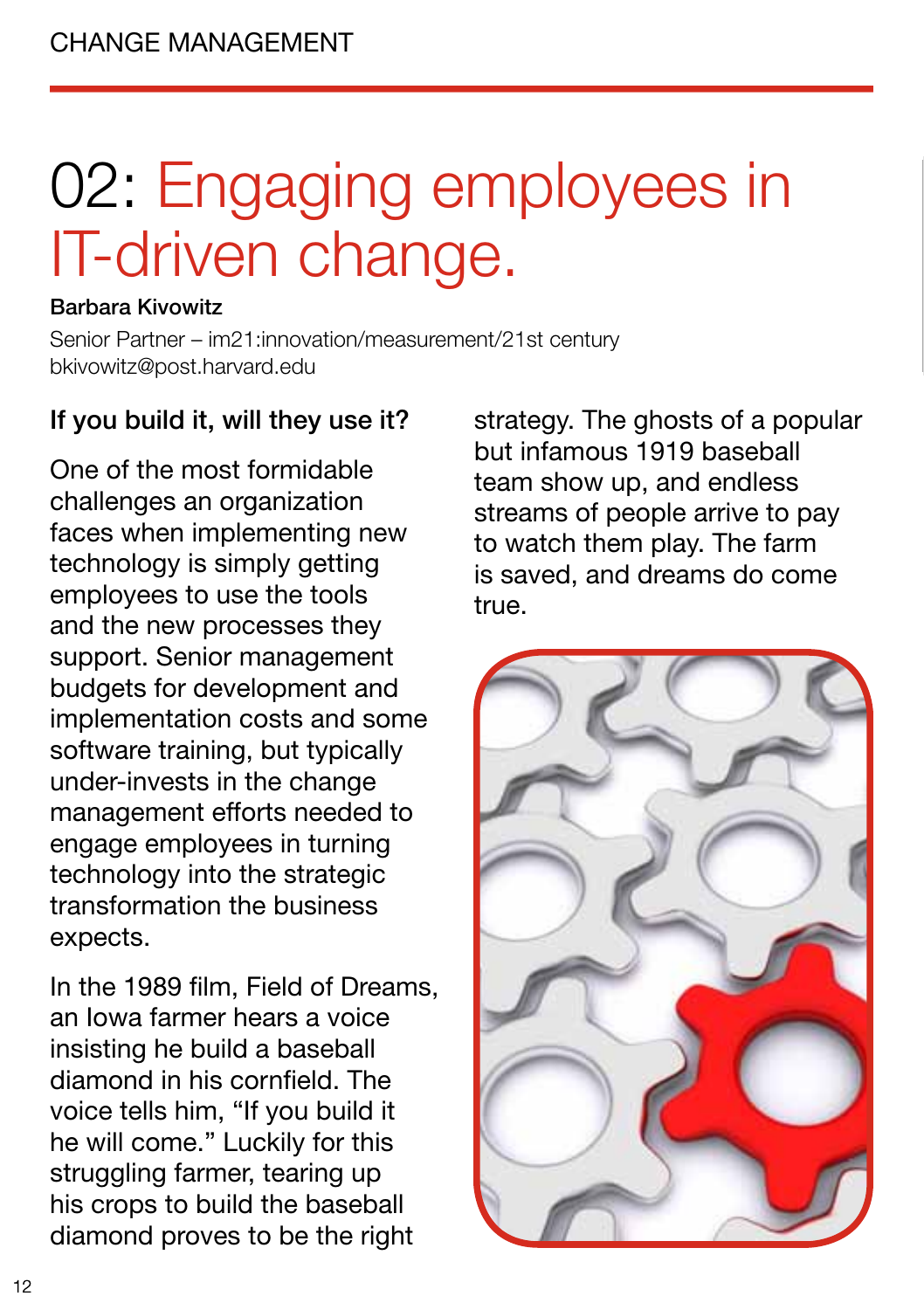# 02: Engaging employees in IT-driven change.

**Barbara Kivowitz**

Senior Partner – im21:innovation/measurement/21st century
bkivowitz@post.harvard.edu

## If you build it, will they use it?

One of the most formidable challenges an organization faces when implementing new technology is simply getting employees to use the tools and the new processes they support. Senior management budgets for development and implementation costs and some software training, but typically under-invests in the change management efforts needed to engage employees in turning technology into the strategic transformation the business expects.

In the 1989 film, Field of Dreams, an Iowa farmer hears a voice insisting he build a baseball diamond in his cornfield. The voice tells him, "If you build it he will come." Luckily for this struggling farmer, tearing up his crops to build the baseball diamond proves to be the right strategy. The ghosts of a popular but infamous 1919 baseball team show up, and endless streams of people arrive to pay to watch them play. The farm is saved, and dreams do come true.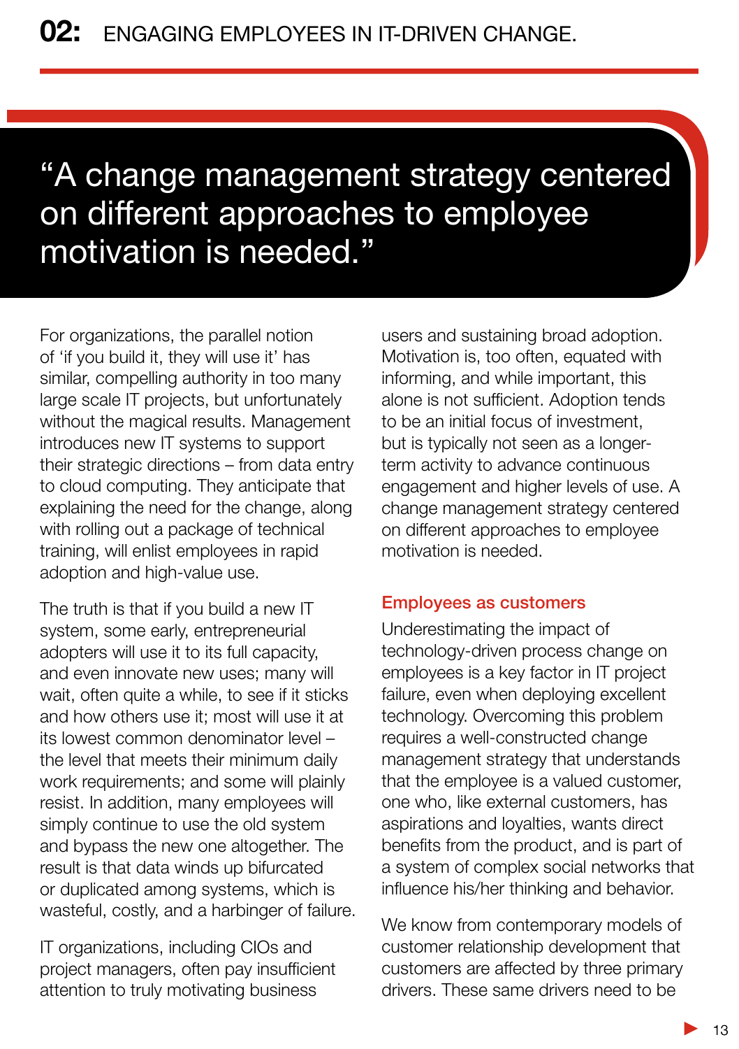## 02: ENGAGING EMPLOYEES IN IT-DRIVEN CHANGE.

> "A change management strategy centered on different approaches to employee motivation is needed."

For organizations, the parallel notion of 'if you build it, they will use it' has similar, compelling authority in too many large scale IT projects, but unfortunately without the magical results. Management introduces new IT systems to support their strategic directions – from data entry to cloud computing. They anticipate that explaining the need for the change, along with rolling out a package of technical training, will enlist employees in rapid adoption and high-value use.

The truth is that if you build a new IT system, some early, entrepreneurial adopters will use it to its full capacity, and even innovate new uses; many will wait, often quite a while, to see if it sticks and how others use it; most will use it at its lowest common denominator level – the level that meets their minimum daily work requirements; and some will plainly resist. In addition, many employees will simply continue to use the old system and bypass the new one altogether. The result is that data winds up bifurcated or duplicated among systems, which is wasteful, costly, and a harbinger of failure.

IT organizations, including CIOs and project managers, often pay insufficient attention to truly motivating business users and sustaining broad adoption. Motivation is, too often, equated with informing, and while important, this alone is not sufficient. Adoption tends to be an initial focus of investment, but is typically not seen as a longer-term activity to advance continuous engagement and higher levels of use. A change management strategy centered on different approaches to employee motivation is needed.

### Employees as customers

Underestimating the impact of technology-driven process change on employees is a key factor in IT project failure, even when deploying excellent technology. Overcoming this problem requires a well-constructed change management strategy that understands that the employee is a valued customer, one who, like external customers, has aspirations and loyalties, wants direct benefits from the product, and is part of a system of complex social networks that influence his/her thinking and behavior.

We know from contemporary models of customer relationship development that customers are affected by three primary drivers. These same drivers need to be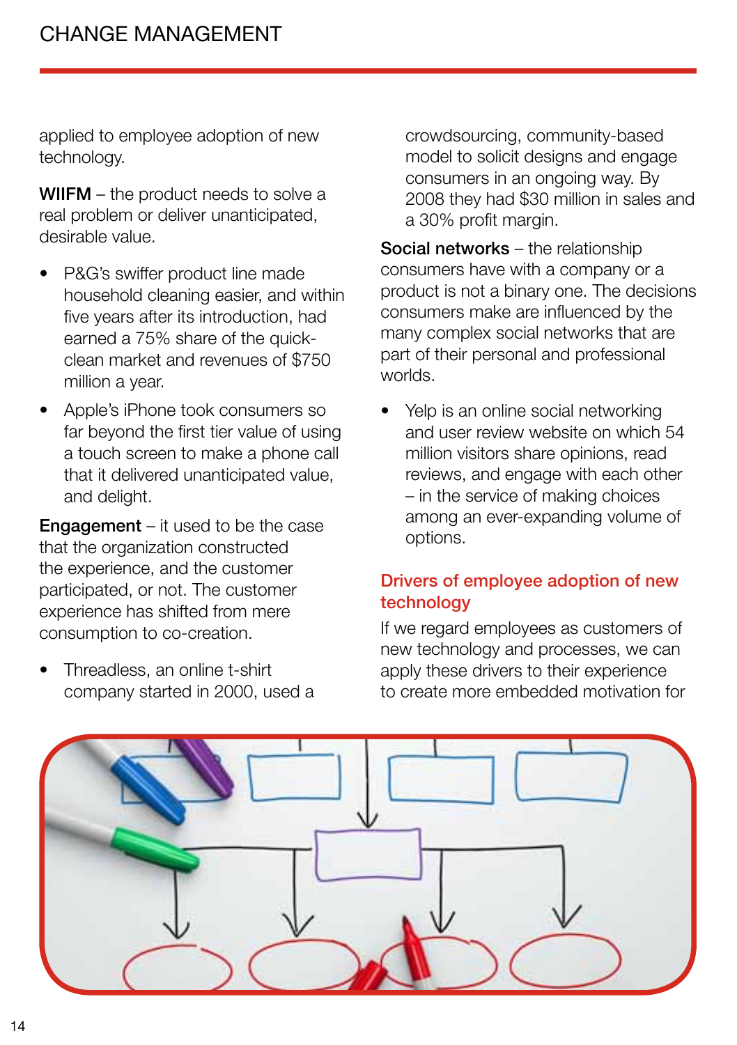applied to employee adoption of new technology.

**WIIFM** – the product needs to solve a real problem or deliver unanticipated, desirable value.

- P&G's swiffer product line made household cleaning easier, and within five years after its introduction, had earned a 75% share of the quick-clean market and revenues of $750 million a year.
- Apple's iPhone took consumers so far beyond the first tier value of using a touch screen to make a phone call that it delivered unanticipated value, and delight.

**Engagement** – it used to be the case that the organization constructed the experience, and the customer participated, or not. The customer experience has shifted from mere consumption to co-creation.

- Threadless, an online t-shirt company started in 2000, used a crowdsourcing, community-based model to solicit designs and engage consumers in an ongoing way. By 2008 they had $30 million in sales and a 30% profit margin.

**Social networks** – the relationship consumers have with a company or a product is not a binary one. The decisions consumers make are influenced by the many complex social networks that are part of their personal and professional worlds.

- Yelp is an online social networking and user review website on which 54 million visitors share opinions, read reviews, and engage with each other – in the service of making choices among an ever-expanding volume of options.

## Drivers of employee adoption of new technology

If we regard employees as customers of new technology and processes, we can apply these drivers to their experience to create more embedded motivation for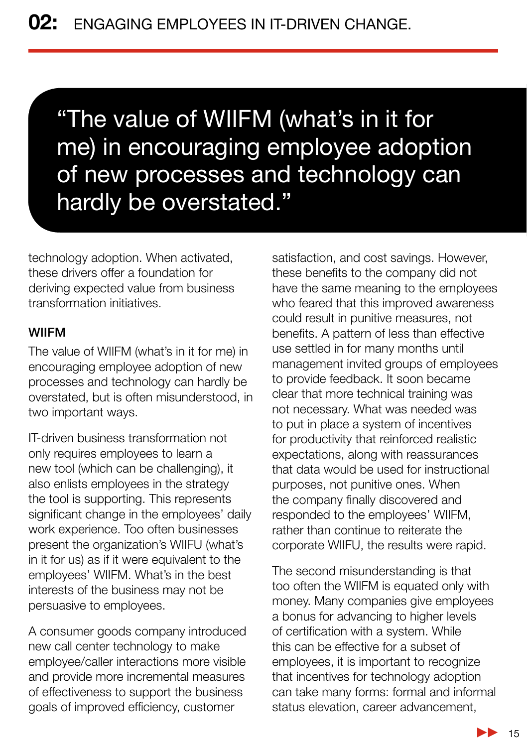> "The value of WIIFM (what's in it for me) in encouraging employee adoption of new processes and technology can hardly be overstated."

technology adoption. When activated, these drivers offer a foundation for deriving expected value from business transformation initiatives.

### WIIFM

The value of WIIFM (what's in it for me) in encouraging employee adoption of new processes and technology can hardly be overstated, but is often misunderstood, in two important ways.

IT-driven business transformation not only requires employees to learn a new tool (which can be challenging), it also enlists employees in the strategy the tool is supporting. This represents significant change in the employees' daily work experience. Too often businesses present the organization's WIIFU (what's in it for us) as if it were equivalent to the employees' WIIFM. What's in the best interests of the business may not be persuasive to employees.

A consumer goods company introduced new call center technology to make employee/caller interactions more visible and provide more incremental measures of effectiveness to support the business goals of improved efficiency, customer satisfaction, and cost savings. However, these benefits to the company did not have the same meaning to the employees who feared that this improved awareness could result in punitive measures, not benefits. A pattern of less than effective use settled in for many months until management invited groups of employees to provide feedback. It soon became clear that more technical training was not necessary. What was needed was to put in place a system of incentives for productivity that reinforced realistic expectations, along with reassurances that data would be used for instructional purposes, not punitive ones. When the company finally discovered and responded to the employees' WIIFM, rather than continue to reiterate the corporate WIIFU, the results were rapid.

The second misunderstanding is that too often the WIIFM is equated only with money. Many companies give employees a bonus for advancing to higher levels of certification with a system. While this can be effective for a subset of employees, it is important to recognize that incentives for technology adoption can take many forms: formal and informal status elevation, career advancement,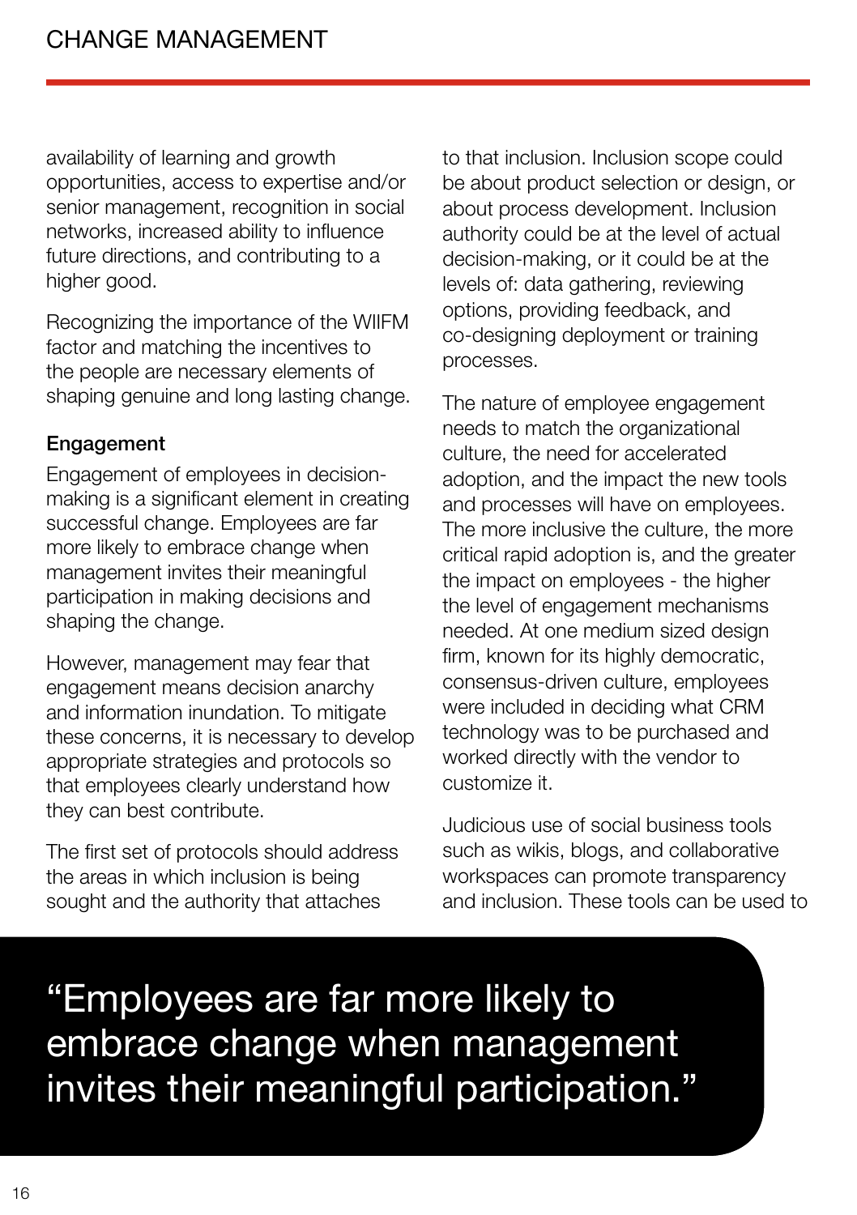availability of learning and growth opportunities, access to expertise and/or senior management, recognition in social networks, increased ability to influence future directions, and contributing to a higher good.

Recognizing the importance of the WIIFM factor and matching the incentives to the people are necessary elements of shaping genuine and long lasting change.

### Engagement

Engagement of employees in decision-making is a significant element in creating successful change. Employees are far more likely to embrace change when management invites their meaningful participation in making decisions and shaping the change.

However, management may fear that engagement means decision anarchy and information inundation. To mitigate these concerns, it is necessary to develop appropriate strategies and protocols so that employees clearly understand how they can best contribute.

The first set of protocols should address the areas in which inclusion is being sought and the authority that attaches to that inclusion. Inclusion scope could be about product selection or design, or about process development. Inclusion authority could be at the level of actual decision-making, or it could be at the levels of: data gathering, reviewing options, providing feedback, and co-designing deployment or training processes.

The nature of employee engagement needs to match the organizational culture, the need for accelerated adoption, and the impact the new tools and processes will have on employees. The more inclusive the culture, the more critical rapid adoption is, and the greater the impact on employees - the higher the level of engagement mechanisms needed. At one medium sized design firm, known for its highly democratic, consensus-driven culture, employees were included in deciding what CRM technology was to be purchased and worked directly with the vendor to customize it.

Judicious use of social business tools such as wikis, blogs, and collaborative workspaces can promote transparency and inclusion. These tools can be used to

> "Employees are far more likely to embrace change when management invites their meaningful participation."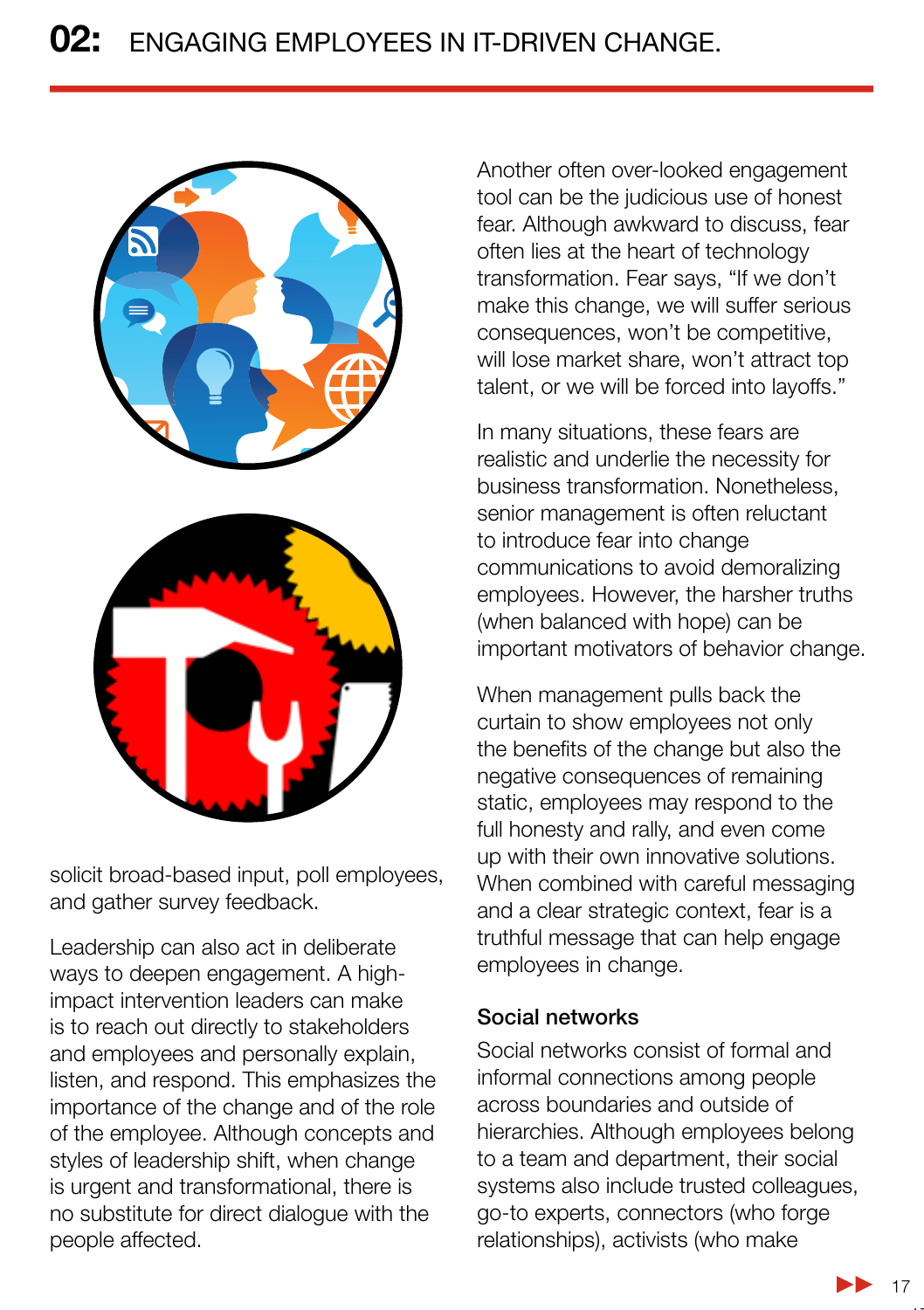solicit broad-based input, poll employees, and gather survey feedback.

Leadership can also act in deliberate ways to deepen engagement. A high-impact intervention leaders can make is to reach out directly to stakeholders and employees and personally explain, listen, and respond. This emphasizes the importance of the change and of the role of the employee. Although concepts and styles of leadership shift, when change is urgent and transformational, there is no substitute for direct dialogue with the people affected.

Another often over-looked engagement tool can be the judicious use of honest fear. Although awkward to discuss, fear often lies at the heart of technology transformation. Fear says, "If we don't make this change, we will suffer serious consequences, won't be competitive, will lose market share, won't attract top talent, or we will be forced into layoffs."

In many situations, these fears are realistic and underlie the necessity for business transformation. Nonetheless, senior management is often reluctant to introduce fear into change communications to avoid demoralizing employees. However, the harsher truths (when balanced with hope) can be important motivators of behavior change.

When management pulls back the curtain to show employees not only the benefits of the change but also the negative consequences of remaining static, employees may respond to the full honesty and rally, and even come up with their own innovative solutions. When combined with careful messaging and a clear strategic context, fear is a truthful message that can help engage employees in change.

### Social networks

Social networks consist of formal and informal connections among people across boundaries and outside of hierarchies. Although employees belong to a team and department, their social systems also include trusted colleagues, go-to experts, connectors (who forge relationships), activists (who make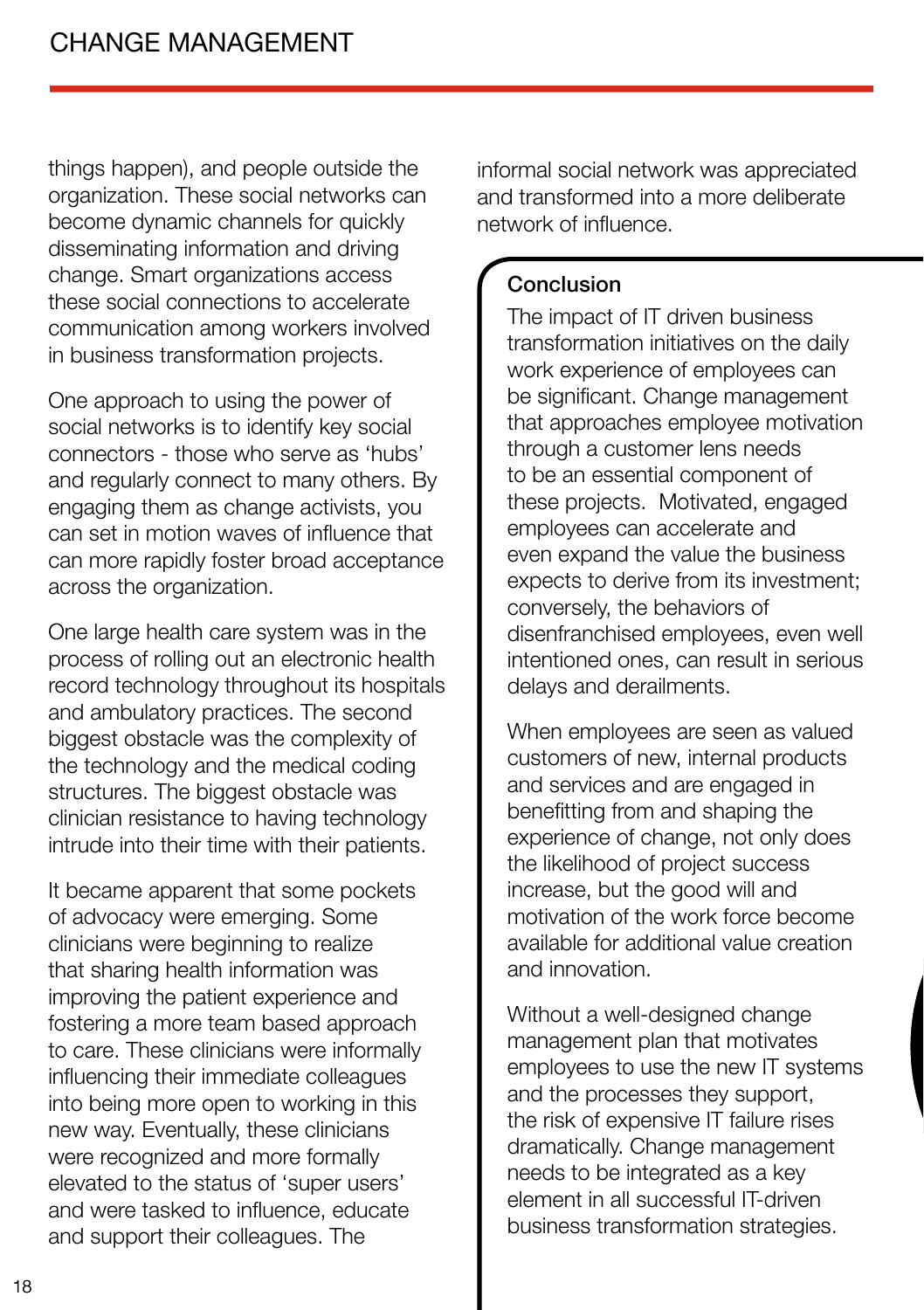things happen), and people outside the organization. These social networks can become dynamic channels for quickly disseminating information and driving change. Smart organizations access these social connections to accelerate communication among workers involved in business transformation projects.

One approach to using the power of social networks is to identify key social connectors - those who serve as 'hubs' and regularly connect to many others. By engaging them as change activists, you can set in motion waves of influence that can more rapidly foster broad acceptance across the organization.

One large health care system was in the process of rolling out an electronic health record technology throughout its hospitals and ambulatory practices. The second biggest obstacle was the complexity of the technology and the medical coding structures. The biggest obstacle was clinician resistance to having technology intrude into their time with their patients.

It became apparent that some pockets of advocacy were emerging. Some clinicians were beginning to realize that sharing health information was improving the patient experience and fostering a more team based approach to care. These clinicians were informally influencing their immediate colleagues into being more open to working in this new way. Eventually, these clinicians were recognized and more formally elevated to the status of 'super users' and were tasked to influence, educate and support their colleagues. The informal social network was appreciated and transformed into a more deliberate network of influence.

## Conclusion

The impact of IT driven business transformation initiatives on the daily work experience of employees can be significant. Change management that approaches employee motivation through a customer lens needs to be an essential component of these projects. Motivated, engaged employees can accelerate and even expand the value the business expects to derive from its investment; conversely, the behaviors of disenfranchised employees, even well intentioned ones, can result in serious delays and derailments.

When employees are seen as valued customers of new, internal products and services and are engaged in benefitting from and shaping the experience of change, not only does the likelihood of project success increase, but the good will and motivation of the work force become available for additional value creation and innovation.

Without a well-designed change management plan that motivates employees to use the new IT systems and the processes they support, the risk of expensive IT failure rises dramatically. Change management needs to be integrated as a key element in all successful IT-driven business transformation strategies.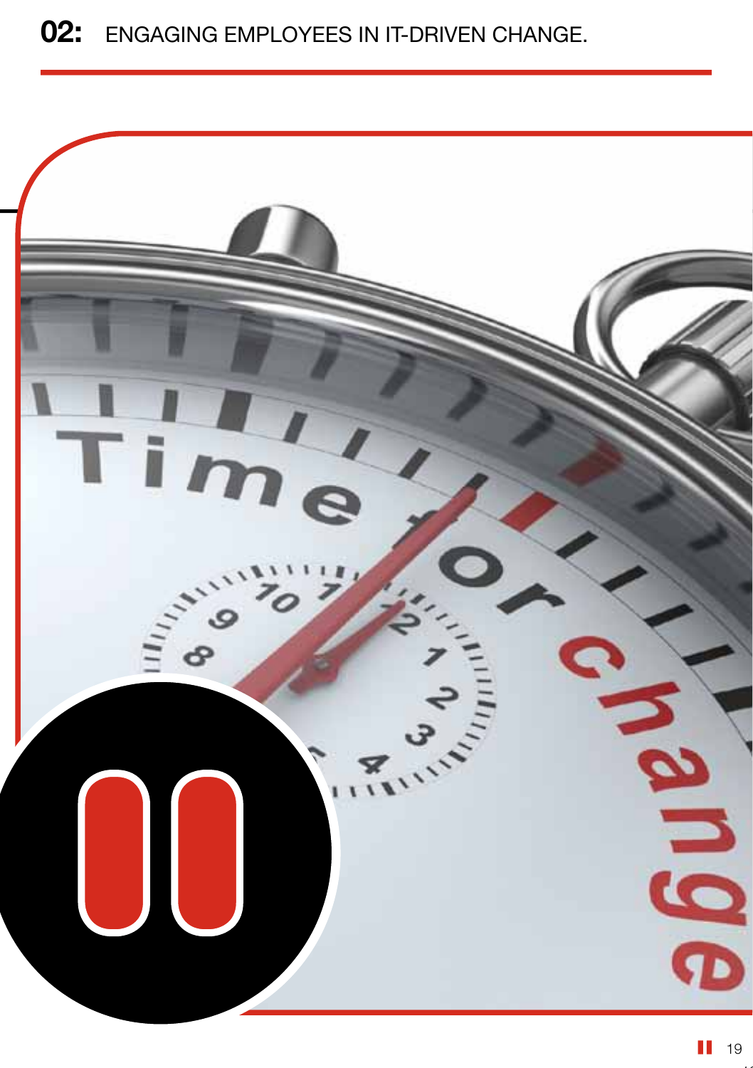# 02: ENGAGING EMPLOYEES IN IT-DRIVEN CHANGE.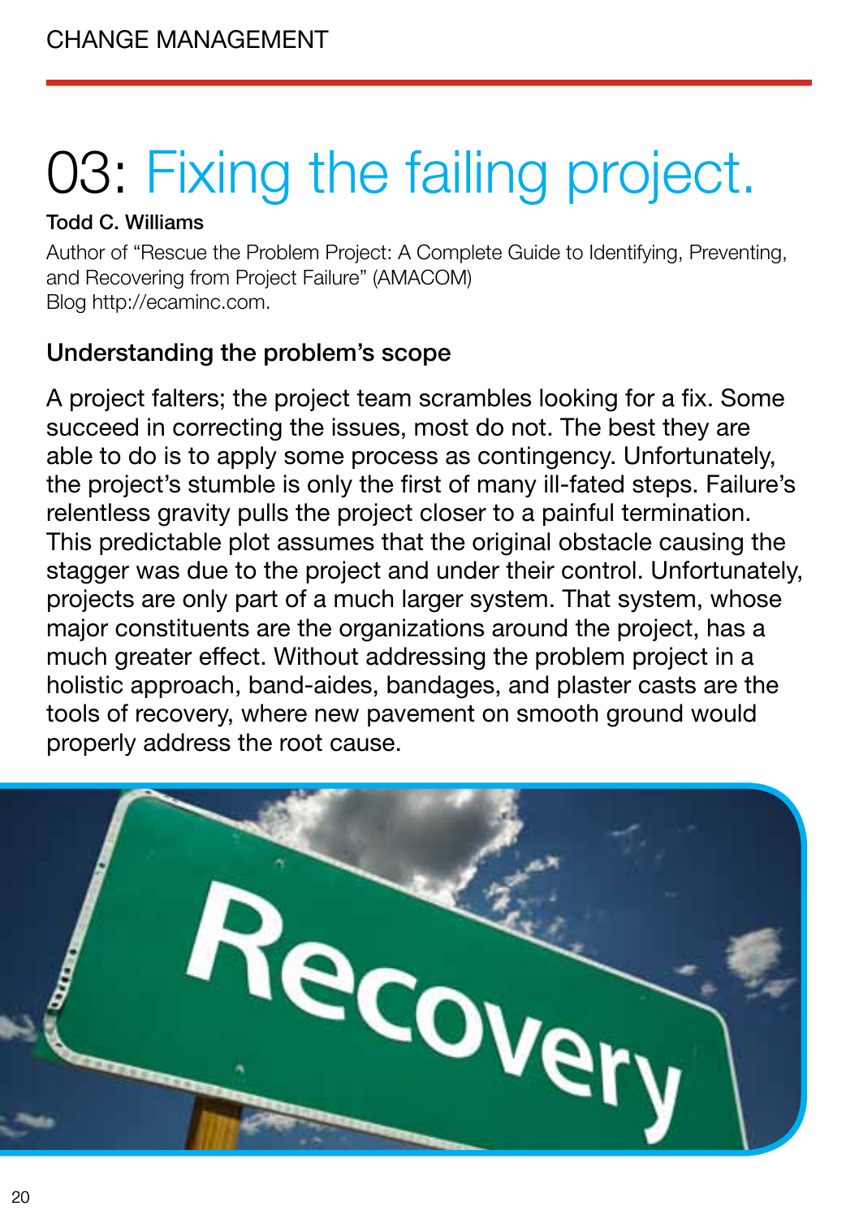# 03: Fixing the failing project.

**Todd C. Williams**

Author of "Rescue the Problem Project: A Complete Guide to Identifying, Preventing, and Recovering from Project Failure" (AMACOM)
Blog http://ecaminc.com.

## Understanding the problem's scope

A project falters; the project team scrambles looking for a fix. Some succeed in correcting the issues, most do not. The best they are able to do is to apply some process as contingency. Unfortunately, the project's stumble is only the first of many ill-fated steps. Failure's relentless gravity pulls the project closer to a painful termination. This predictable plot assumes that the original obstacle causing the stagger was due to the project and under their control. Unfortunately, projects are only part of a much larger system. That system, whose major constituents are the organizations around the project, has a much greater effect. Without addressing the problem project in a holistic approach, band-aides, bandages, and plaster casts are the tools of recovery, where new pavement on smooth ground would properly address the root cause.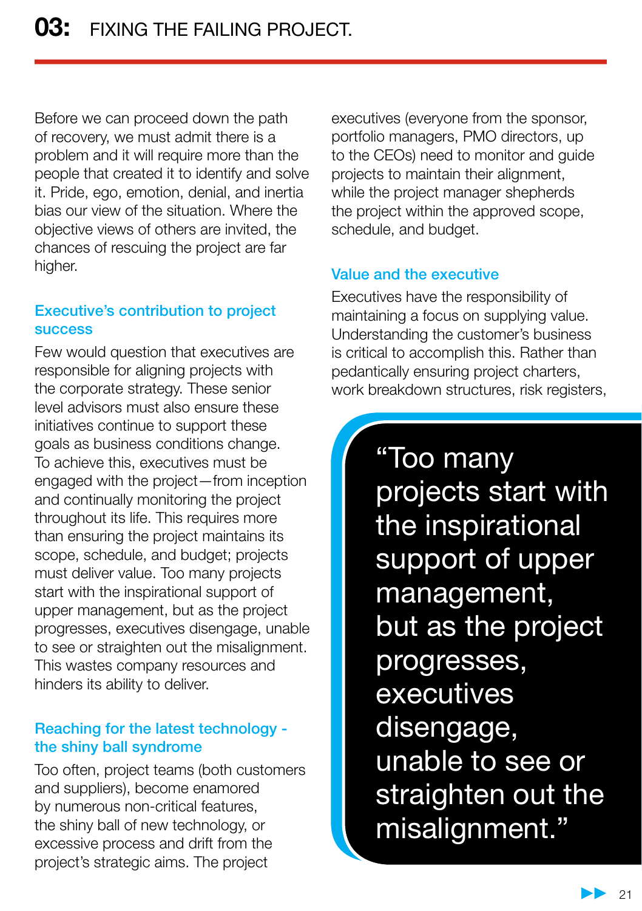# 03: FIXING THE FAILING PROJECT.

Before we can proceed down the path of recovery, we must admit there is a problem and it will require more than the people that created it to identify and solve it. Pride, ego, emotion, denial, and inertia bias our view of the situation. Where the objective views of others are invited, the chances of rescuing the project are far higher.

## Executive's contribution to project success

Few would question that executives are responsible for aligning projects with the corporate strategy. These senior level advisors must also ensure these initiatives continue to support these goals as business conditions change. To achieve this, executives must be engaged with the project—from inception and continually monitoring the project throughout its life. This requires more than ensuring the project maintains its scope, schedule, and budget; projects must deliver value. Too many projects start with the inspirational support of upper management, but as the project progresses, executives disengage, unable to see or straighten out the misalignment. This wastes company resources and hinders its ability to deliver.

## Reaching for the latest technology - the shiny ball syndrome

Too often, project teams (both customers and suppliers), become enamored by numerous non-critical features, the shiny ball of new technology, or excessive process and drift from the project's strategic aims. The project executives (everyone from the sponsor, portfolio managers, PMO directors, up to the CEOs) need to monitor and guide projects to maintain their alignment, while the project manager shepherds the project within the approved scope, schedule, and budget.

## Value and the executive

Executives have the responsibility of maintaining a focus on supplying value. Understanding the customer's business is critical to accomplish this. Rather than pedantically ensuring project charters, work breakdown structures, risk registers,

> "Too many projects start with the inspirational support of upper management, but as the project progresses, executives disengage, unable to see or straighten out the misalignment."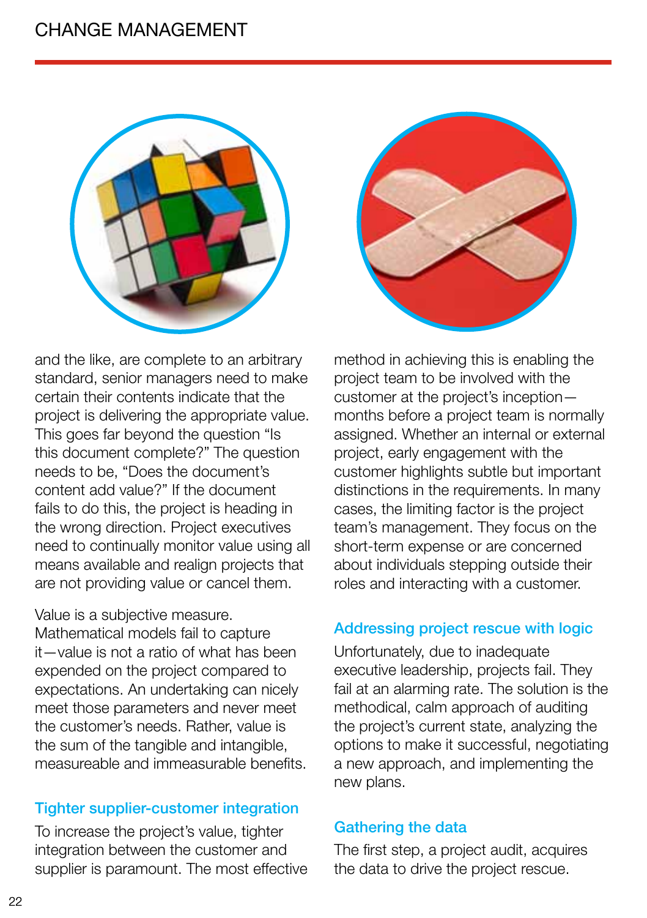and the like, are complete to an arbitrary standard, senior managers need to make certain their contents indicate that the project is delivering the appropriate value. This goes far beyond the question "Is this document complete?" The question needs to be, "Does the document's content add value?" If the document fails to do this, the project is heading in the wrong direction. Project executives need to continually monitor value using all means available and realign projects that are not providing value or cancel them.

Value is a subjective measure. Mathematical models fail to capture it—value is not a ratio of what has been expended on the project compared to expectations. An undertaking can nicely meet those parameters and never meet the customer's needs. Rather, value is the sum of the tangible and intangible, measureable and immeasurable benefits.

### Tighter supplier-customer integration

To increase the project's value, tighter integration between the customer and supplier is paramount. The most effective method in achieving this is enabling the project team to be involved with the customer at the project's inception—months before a project team is normally assigned. Whether an internal or external project, early engagement with the customer highlights subtle but important distinctions in the requirements. In many cases, the limiting factor is the project team's management. They focus on the short-term expense or are concerned about individuals stepping outside their roles and interacting with a customer.

### Addressing project rescue with logic

Unfortunately, due to inadequate executive leadership, projects fail. They fail at an alarming rate. The solution is the methodical, calm approach of auditing the project's current state, analyzing the options to make it successful, negotiating a new approach, and implementing the new plans.

### Gathering the data

The first step, a project audit, acquires the data to drive the project rescue.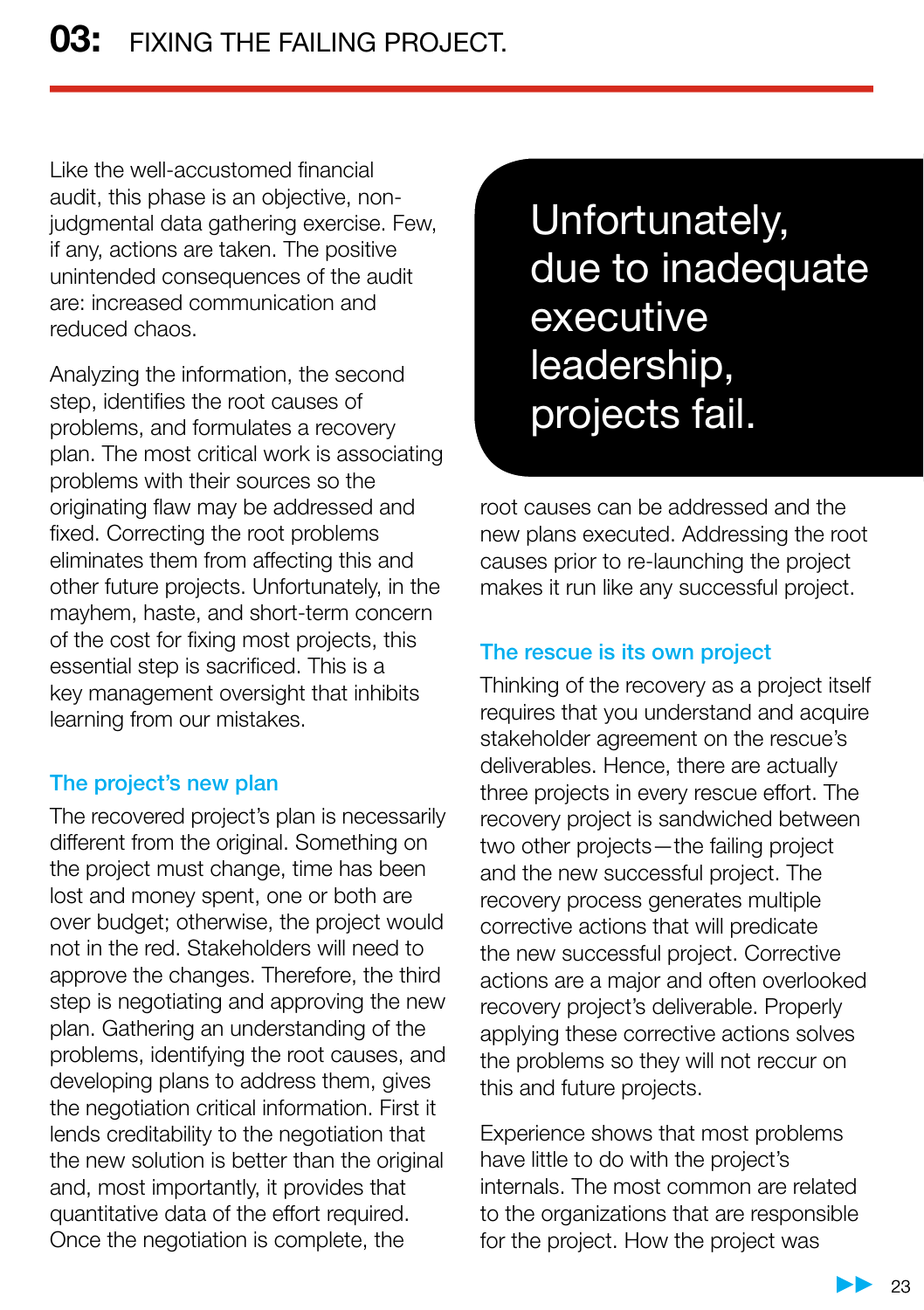Like the well-accustomed financial audit, this phase is an objective, non-judgmental data gathering exercise. Few, if any, actions are taken. The positive unintended consequences of the audit are: increased communication and reduced chaos.

Analyzing the information, the second step, identifies the root causes of problems, and formulates a recovery plan. The most critical work is associating problems with their sources so the originating flaw may be addressed and fixed. Correcting the root problems eliminates them from affecting this and other future projects. Unfortunately, in the mayhem, haste, and short-term concern of the cost for fixing most projects, this essential step is sacrificed. This is a key management oversight that inhibits learning from our mistakes.

### The project's new plan

The recovered project's plan is necessarily different from the original. Something on the project must change, time has been lost and money spent, one or both are over budget; otherwise, the project would not in the red. Stakeholders will need to approve the changes. Therefore, the third step is negotiating and approving the new plan. Gathering an understanding of the problems, identifying the root causes, and developing plans to address them, gives the negotiation critical information. First it lends creditability to the negotiation that the new solution is better than the original and, most importantly, it provides that quantitative data of the effort required. Once the negotiation is complete, the root causes can be addressed and the new plans executed. Addressing the root causes prior to re-launching the project makes it run like any successful project.

> Unfortunately, due to inadequate executive leadership, projects fail.

### The rescue is its own project

Thinking of the recovery as a project itself requires that you understand and acquire stakeholder agreement on the rescue's deliverables. Hence, there are actually three projects in every rescue effort. The recovery project is sandwiched between two other projects—the failing project and the new successful project. The recovery process generates multiple corrective actions that will predicate the new successful project. Corrective actions are a major and often overlooked recovery project's deliverable. Properly applying these corrective actions solves the problems so they will not reccur on this and future projects.

Experience shows that most problems have little to do with the project's internals. The most common are related to the organizations that are responsible for the project. How the project was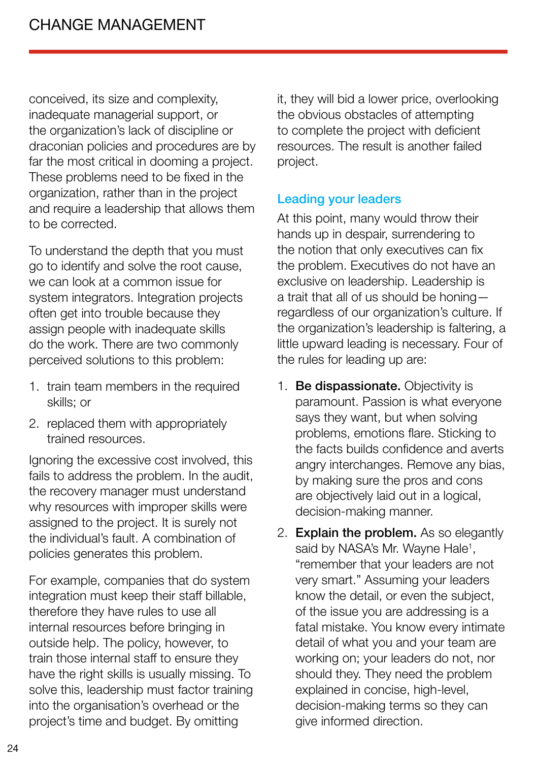conceived, its size and complexity, inadequate managerial support, or the organization's lack of discipline or draconian policies and procedures are by far the most critical in dooming a project. These problems need to be fixed in the organization, rather than in the project and require a leadership that allows them to be corrected.

To understand the depth that you must go to identify and solve the root cause, we can look at a common issue for system integrators. Integration projects often get into trouble because they assign people with inadequate skills do the work. There are two commonly perceived solutions to this problem:

1. train team members in the required skills; or
2. replaced them with appropriately trained resources.

Ignoring the excessive cost involved, this fails to address the problem. In the audit, the recovery manager must understand why resources with improper skills were assigned to the project. It is surely not the individual's fault. A combination of policies generates this problem.

For example, companies that do system integration must keep their staff billable, therefore they have rules to use all internal resources before bringing in outside help. The policy, however, to train those internal staff to ensure they have the right skills is usually missing. To solve this, leadership must factor training into the organisation's overhead or the project's time and budget. By omitting it, they will bid a lower price, overlooking the obvious obstacles of attempting to complete the project with deficient resources. The result is another failed project.

## Leading your leaders

At this point, many would throw their hands up in despair, surrendering to the notion that only executives can fix the problem. Executives do not have an exclusive on leadership. Leadership is a trait that all of us should be honing—regardless of our organization's culture. If the organization's leadership is faltering, a little upward leading is necessary. Four of the rules for leading up are:

1. **Be dispassionate.** Objectivity is paramount. Passion is what everyone says they want, but when solving problems, emotions flare. Sticking to the facts builds confidence and averts angry interchanges. Remove any bias, by making sure the pros and cons are objectively laid out in a logical, decision-making manner.
2. **Explain the problem.** As so elegantly said by NASA's Mr. Wayne Hale[1], "remember that your leaders are not very smart." Assuming your leaders know the detail, or even the subject, of the issue you are addressing is a fatal mistake. You know every intimate detail of what you and your team are working on; your leaders do not, nor should they. They need the problem explained in concise, high-level, decision-making terms so they can give informed direction.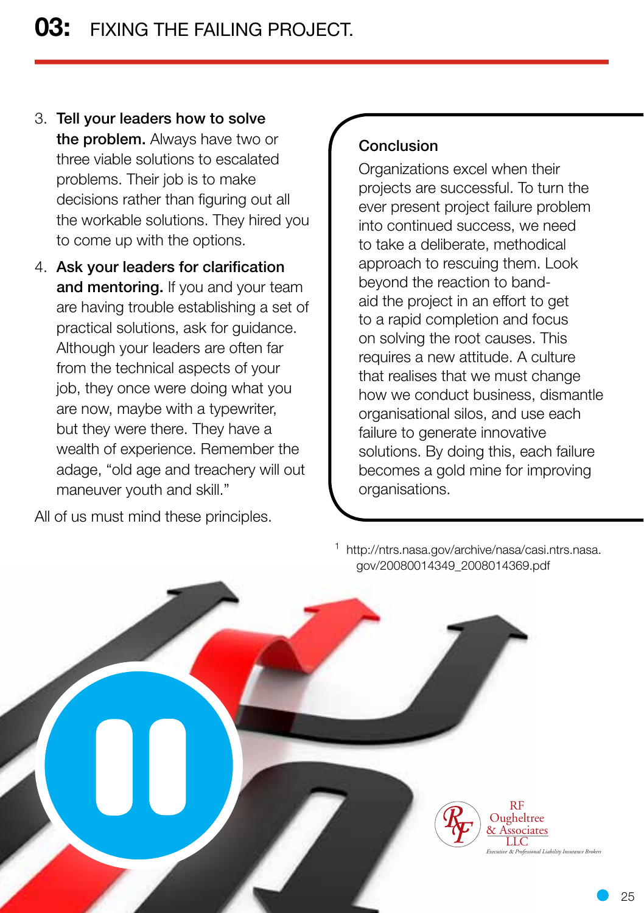3. **Tell your leaders how to solve the problem.** Always have two or three viable solutions to escalated problems. Their job is to make decisions rather than figuring out all the workable solutions. They hired you to come up with the options.
4. **Ask your leaders for clarification and mentoring.** If you and your team are having trouble establishing a set of practical solutions, ask for guidance. Although your leaders are often far from the technical aspects of your job, they once were doing what you are now, maybe with a typewriter, but they were there. They have a wealth of experience. Remember the adage, "old age and treachery will out maneuver youth and skill."

All of us must mind these principles.

## Conclusion

Organizations excel when their projects are successful. To turn the ever present project failure problem into continued success, we need to take a deliberate, methodical approach to rescuing them. Look beyond the reaction to band-aid the project in an effort to get to a rapid completion and focus on solving the root causes. This requires a new attitude. A culture that realises that we must change how we conduct business, dismantle organisational silos, and use each failure to generate innovative solutions. By doing this, each failure becomes a gold mine for improving organisations.

[1] http://ntrs.nasa.gov/archive/nasa/casi.ntrs.nasa.gov/20080014349_2008014369.pdf

RF Ougheltree & Associates LLC
Executive & Professional Liability Insurance Brokers